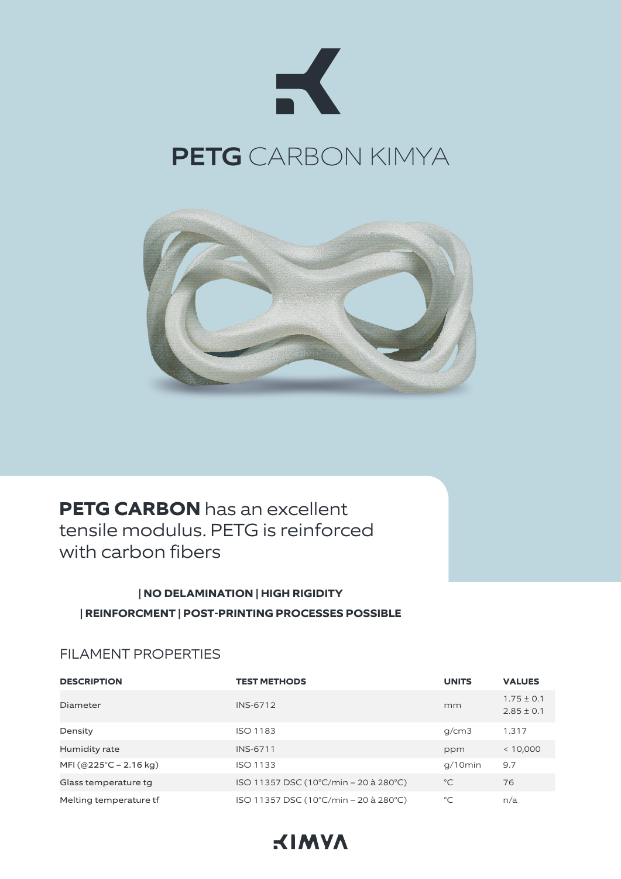# **PETG** CARBON KIMYA

**PETG CARBON** has an excellent tensile modulus. PETG is reinforced with carbon fibers

**| NO DELAMINATION | HIGH RIGIDITY**

**| REINFORCMENT | POST-PRINTING PROCESSES POSSIBLE**

## FILAMENT PROPERTIES

| DESCRIPTION | TEST METHODS | UNITS | VALUES |
|---|---|---|---|
| Diameter | INS-6712 | mm | 1.75 ± 0.1<br>2.85 ± 0.1 |
| Density | ISO 1183 | g/cm3 | 1.317 |
| Humidity rate | INS-6711 | ppm | < 10,000 |
| MFI (@225°C – 2.16 kg) | ISO 1133 | g/10min | 9.7 |
| Glass temperature tg | ISO 11357 DSC (10°C/min – 20 à 280°C) | °C | 76 |
| Melting temperature tf | ISO 11357 DSC (10°C/min – 20 à 280°C) | °C | n/a |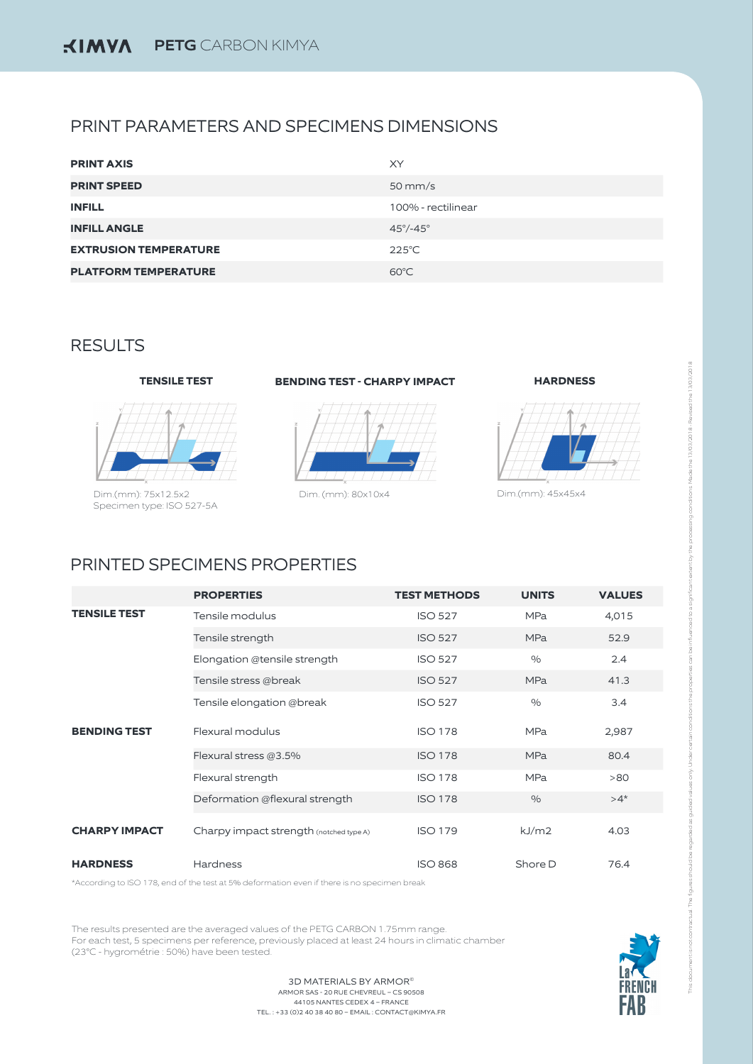# PRINT PARAMETERS AND SPECIMENS DIMENSIONS

| | |
|---|---|
| **PRINT AXIS** | XY |
| **PRINT SPEED** | 50 mm/s |
| **INFILL** | 100% - rectilinear |
| **INFILL ANGLE** | 45°/-45° |
| **EXTRUSION TEMPERATURE** | 225°C |
| **PLATFORM TEMPERATURE** | 60°C |

# RESULTS

**TENSILE TEST**

Dim.(mm): 75x12.5x2
Specimen type: ISO 527-5A

**BENDING TEST - CHARPY IMPACT**

Dim. (mm): 80x10x4

**HARDNESS**

Dim.(mm): 45x45x4

# PRINTED SPECIMENS PROPERTIES

| | PROPERTIES | TEST METHODS | UNITS | VALUES |
|---|---|---|---|---|
| **TENSILE TEST** | Tensile modulus | ISO 527 | MPa | 4,015 |
| | Tensile strength | ISO 527 | MPa | 52.9 |
| | Elongation @tensile strength | ISO 527 | % | 2.4 |
| | Tensile stress @break | ISO 527 | MPa | 41.3 |
| | Tensile elongation @break | ISO 527 | % | 3.4 |
| **BENDING TEST** | Flexural modulus | ISO 178 | MPa | 2,987 |
| | Flexural stress @3.5% | ISO 178 | MPa | 80.4 |
| | Flexural strength | ISO 178 | MPa | >80 |
| | Deformation @flexural strength | ISO 178 | % | >4* |
| **CHARPY IMPACT** | Charpy impact strength (notched type A) | ISO 179 | kJ/m2 | 4.03 |
| **HARDNESS** | Hardness | ISO 868 | Shore D | 76.4 |

*According to ISO 178, end of the test at 5% deformation even if there is no specimen break

The results presented are the averaged values of the PETG CARBON 1.75mm range.
For each test, 5 specimens per reference, previously placed at least 24 hours in climatic chamber (23°C - hygrométrie : 50%) have been tested.

3D MATERIALS BY ARMOR©
ARMOR SAS - 20 RUE CHEVREUL – CS 90508
44105 NANTES CEDEX 4 – FRANCE
TEL. : +33 (0)2 40 38 40 80 – EMAIL : CONTACT@KIMYA.FR

This document is not contractual. The figures should be regarded as guided values only. Under certain conditions the properties can be influenced to a significant extent by the processing conditions. Made the 13/03/2018 - Revised the 13/03/2018